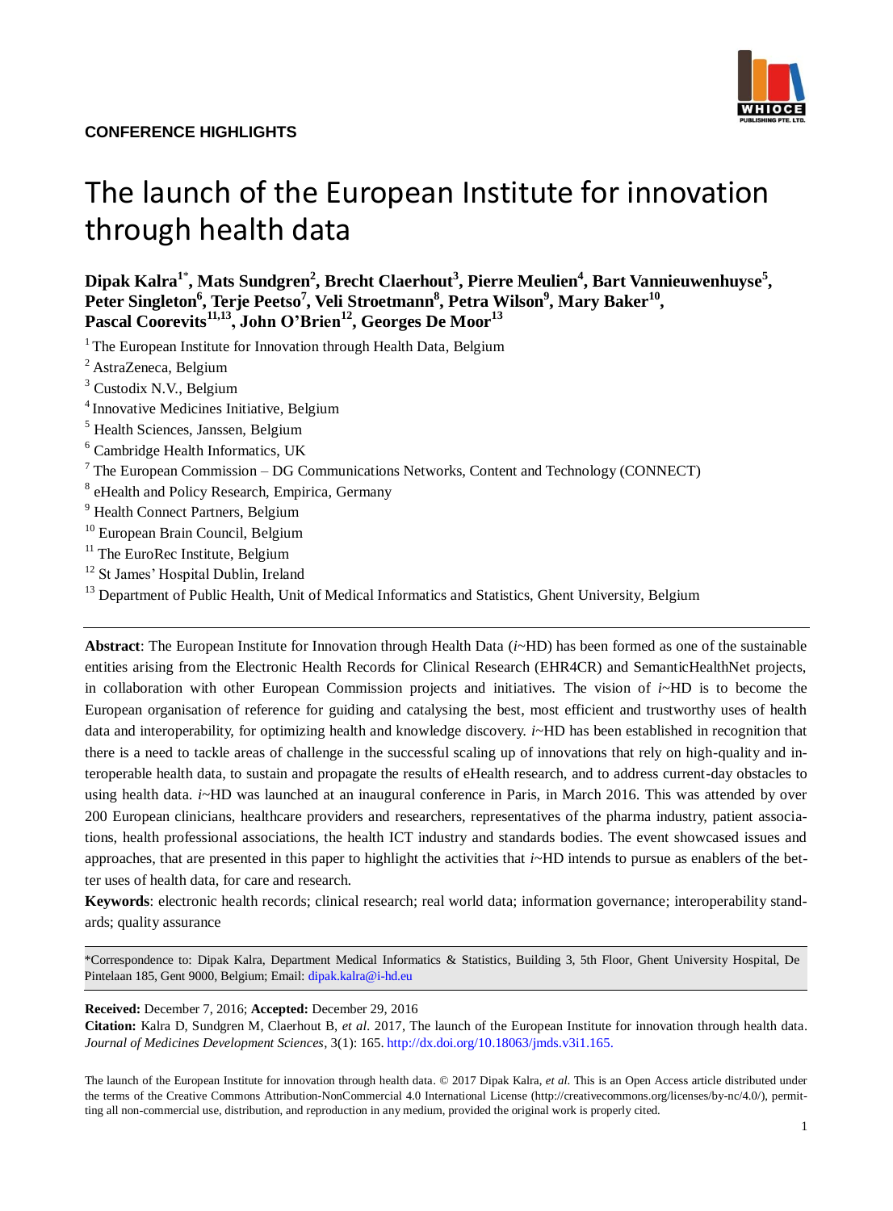**CONFERENCE HIGHLIGHTS**

# The launch of the European Institute for innovation through health data

**Dipak Kalra[1*], Mats Sundgren[2], Brecht Claerhout[3], Pierre Meulien[4], Bart Vannieuwenhuyse[5], Peter Singleton[6], Terje Peetso[7], Veli Stroetmann[8], Petra Wilson[9], Mary Baker[10], Pascal Coorevits[11,13], John O'Brien[12], Georges De Moor[13]**

[1] The European Institute for Innovation through Health Data, Belgium
[2] AstraZeneca, Belgium
[3] Custodix N.V., Belgium
[4] Innovative Medicines Initiative, Belgium
[5] Health Sciences, Janssen, Belgium
[6] Cambridge Health Informatics, UK
[7] The European Commission – DG Communications Networks, Content and Technology (CONNECT)
[8] eHealth and Policy Research, Empirica, Germany
[9] Health Connect Partners, Belgium
[10] European Brain Council, Belgium
[11] The EuroRec Institute, Belgium
[12] St James' Hospital Dublin, Ireland
[13] Department of Public Health, Unit of Medical Informatics and Statistics, Ghent University, Belgium

**Abstract**: The European Institute for Innovation through Health Data (*i*~HD) has been formed as one of the sustainable entities arising from the Electronic Health Records for Clinical Research (EHR4CR) and SemanticHealthNet projects, in collaboration with other European Commission projects and initiatives. The vision of *i*~HD is to become the European organisation of reference for guiding and catalysing the best, most efficient and trustworthy uses of health data and interoperability, for optimizing health and knowledge discovery. *i*~HD has been established in recognition that there is a need to tackle areas of challenge in the successful scaling up of innovations that rely on high-quality and interoperable health data, to sustain and propagate the results of eHealth research, and to address current-day obstacles to using health data. *i*~HD was launched at an inaugural conference in Paris, in March 2016. This was attended by over 200 European clinicians, healthcare providers and researchers, representatives of the pharma industry, patient associations, health professional associations, the health ICT industry and standards bodies. The event showcased issues and approaches, that are presented in this paper to highlight the activities that *i*~HD intends to pursue as enablers of the better uses of health data, for care and research.

**Keywords**: electronic health records; clinical research; real world data; information governance; interoperability standards; quality assurance

*Correspondence to: Dipak Kalra, Department Medical Informatics & Statistics, Building 3, 5th Floor, Ghent University Hospital, De Pintelaan 185, Gent 9000, Belgium; Email: dipak.kalra@i-hd.eu

**Received:** December 7, 2016; **Accepted:** December 29, 2016

**Citation:** Kalra D, Sundgren M, Claerhout B, *et al*. 2017, The launch of the European Institute for innovation through health data. *Journal of Medicines Development Sciences*, 3(1): 165. http://dx.doi.org/10.18063/jmds.v3i1.165.

The launch of the European Institute for innovation through health data. © 2017 Dipak Kalra, *et al*. This is an Open Access article distributed under the terms of the Creative Commons Attribution-NonCommercial 4.0 International License (http://creativecommons.org/licenses/by-nc/4.0/), permitting all non-commercial use, distribution, and reproduction in any medium, provided the original work is properly cited.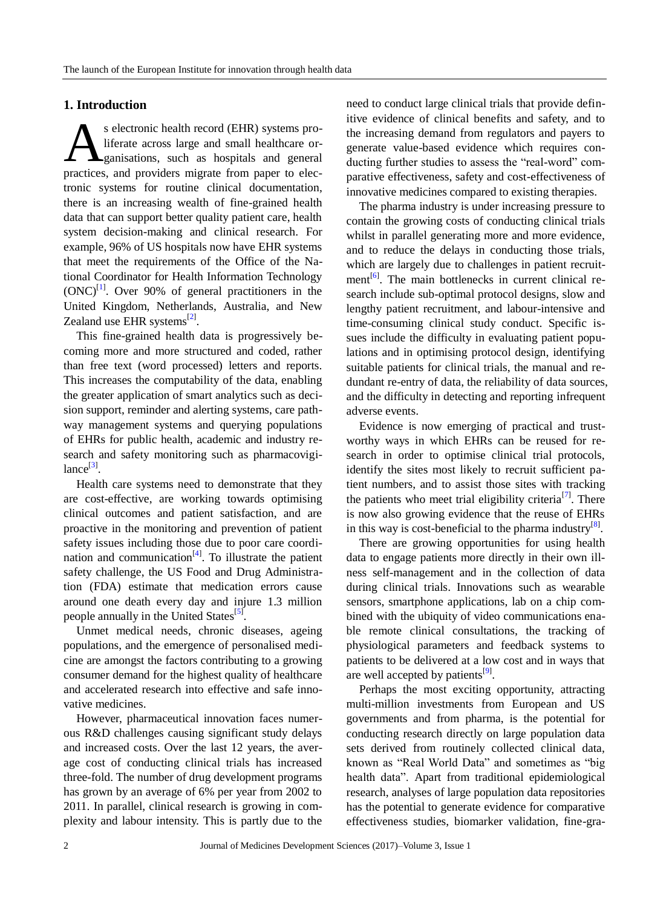## 1. Introduction

As electronic health record (EHR) systems proliferate across large and small healthcare organisations, such as hospitals and general practices, and providers migrate from paper to electronic systems for routine clinical documentation, there is an increasing wealth of fine-grained health data that can support better quality patient care, health system decision-making and clinical research. For example, 96% of US hospitals now have EHR systems that meet the requirements of the Office of the National Coordinator for Health Information Technology (ONC)[1]. Over 90% of general practitioners in the United Kingdom, Netherlands, Australia, and New Zealand use EHR systems[2].

This fine-grained health data is progressively becoming more and more structured and coded, rather than free text (word processed) letters and reports. This increases the computability of the data, enabling the greater application of smart analytics such as decision support, reminder and alerting systems, care pathway management systems and querying populations of EHRs for public health, academic and industry research and safety monitoring such as pharmacovigilance[3].

Health care systems need to demonstrate that they are cost-effective, are working towards optimising clinical outcomes and patient satisfaction, and are proactive in the monitoring and prevention of patient safety issues including those due to poor care coordination and communication[4]. To illustrate the patient safety challenge, the US Food and Drug Administration (FDA) estimate that medication errors cause around one death every day and injure 1.3 million people annually in the United States[5].

Unmet medical needs, chronic diseases, ageing populations, and the emergence of personalised medicine are amongst the factors contributing to a growing consumer demand for the highest quality of healthcare and accelerated research into effective and safe innovative medicines.

However, pharmaceutical innovation faces numerous R&D challenges causing significant study delays and increased costs. Over the last 12 years, the average cost of conducting clinical trials has increased three-fold. The number of drug development programs has grown by an average of 6% per year from 2002 to 2011. In parallel, clinical research is growing in complexity and labour intensity. This is partly due to the need to conduct large clinical trials that provide definitive evidence of clinical benefits and safety, and to the increasing demand from regulators and payers to generate value-based evidence which requires conducting further studies to assess the "real-word" comparative effectiveness, safety and cost-effectiveness of innovative medicines compared to existing therapies.

The pharma industry is under increasing pressure to contain the growing costs of conducting clinical trials whilst in parallel generating more and more evidence, and to reduce the delays in conducting those trials, which are largely due to challenges in patient recruitment[6]. The main bottlenecks in current clinical research include sub-optimal protocol designs, slow and lengthy patient recruitment, and labour-intensive and time-consuming clinical study conduct. Specific issues include the difficulty in evaluating patient populations and in optimising protocol design, identifying suitable patients for clinical trials, the manual and redundant re-entry of data, the reliability of data sources, and the difficulty in detecting and reporting infrequent adverse events.

Evidence is now emerging of practical and trustworthy ways in which EHRs can be reused for research in order to optimise clinical trial protocols, identify the sites most likely to recruit sufficient patient numbers, and to assist those sites with tracking the patients who meet trial eligibility criteria[7]. There is now also growing evidence that the reuse of EHRs in this way is cost-beneficial to the pharma industry[8].

There are growing opportunities for using health data to engage patients more directly in their own illness self-management and in the collection of data during clinical trials. Innovations such as wearable sensors, smartphone applications, lab on a chip combined with the ubiquity of video communications enable remote clinical consultations, the tracking of physiological parameters and feedback systems to patients to be delivered at a low cost and in ways that are well accepted by patients[9].

Perhaps the most exciting opportunity, attracting multi-million investments from European and US governments and from pharma, is the potential for conducting research directly on large population data sets derived from routinely collected clinical data, known as "Real World Data" and sometimes as "big health data". Apart from traditional epidemiological research, analyses of large population data repositories has the potential to generate evidence for comparative effectiveness studies, biomarker validation, fine-gra-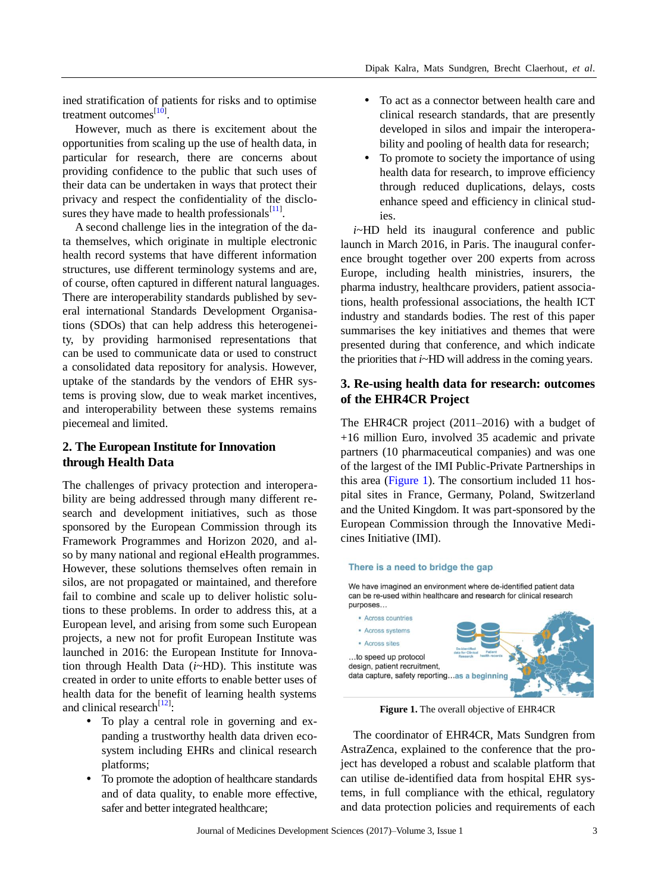ined stratification of patients for risks and to optimise treatment outcomes[10].

However, much as there is excitement about the opportunities from scaling up the use of health data, in particular for research, there are concerns about providing confidence to the public that such uses of their data can be undertaken in ways that protect their privacy and respect the confidentiality of the disclosures they have made to health professionals[11].

A second challenge lies in the integration of the data themselves, which originate in multiple electronic health record systems that have different information structures, use different terminology systems and are, of course, often captured in different natural languages. There are interoperability standards published by several international Standards Development Organisations (SDOs) that can help address this heterogeneity, by providing harmonised representations that can be used to communicate data or used to construct a consolidated data repository for analysis. However, uptake of the standards by the vendors of EHR systems is proving slow, due to weak market incentives, and interoperability between these systems remains piecemeal and limited.

## 2. The European Institute for Innovation through Health Data

The challenges of privacy protection and interoperability are being addressed through many different research and development initiatives, such as those sponsored by the European Commission through its Framework Programmes and Horizon 2020, and also by many national and regional eHealth programmes. However, these solutions themselves often remain in silos, are not propagated or maintained, and therefore fail to combine and scale up to deliver holistic solutions to these problems. In order to address this, at a European level, and arising from some such European projects, a new not for profit European Institute was launched in 2016: the European Institute for Innovation through Health Data (*i*~HD). This institute was created in order to unite efforts to enable better uses of health data for the benefit of learning health systems and clinical research[12]:

- To play a central role in governing and expanding a trustworthy health data driven ecosystem including EHRs and clinical research platforms;
- To promote the adoption of healthcare standards and of data quality, to enable more effective, safer and better integrated healthcare;
- To act as a connector between health care and clinical research standards, that are presently developed in silos and impair the interoperability and pooling of health data for research;
- To promote to society the importance of using health data for research, to improve efficiency through reduced duplications, delays, costs enhance speed and efficiency in clinical studies.

*i*~HD held its inaugural conference and public launch in March 2016, in Paris. The inaugural conference brought together over 200 experts from across Europe, including health ministries, insurers, the pharma industry, healthcare providers, patient associations, health professional associations, the health ICT industry and standards bodies. The rest of this paper summarises the key initiatives and themes that were presented during that conference, and which indicate the priorities that *i*~HD will address in the coming years.

## 3. Re-using health data for research: outcomes of the EHR4CR Project

The EHR4CR project (2011–2016) with a budget of +16 million Euro, involved 35 academic and private partners (10 pharmaceutical companies) and was one of the largest of the IMI Public-Private Partnerships in this area (Figure 1). The consortium included 11 hospital sites in France, Germany, Poland, Switzerland and the United Kingdom. It was part-sponsored by the European Commission through the Innovative Medicines Initiative (IMI).

**Figure 1.** The overall objective of EHR4CR

The coordinator of EHR4CR, Mats Sundgren from AstraZenca, explained to the conference that the project has developed a robust and scalable platform that can utilise de-identified data from hospital EHR systems, in full compliance with the ethical, regulatory and data protection policies and requirements of each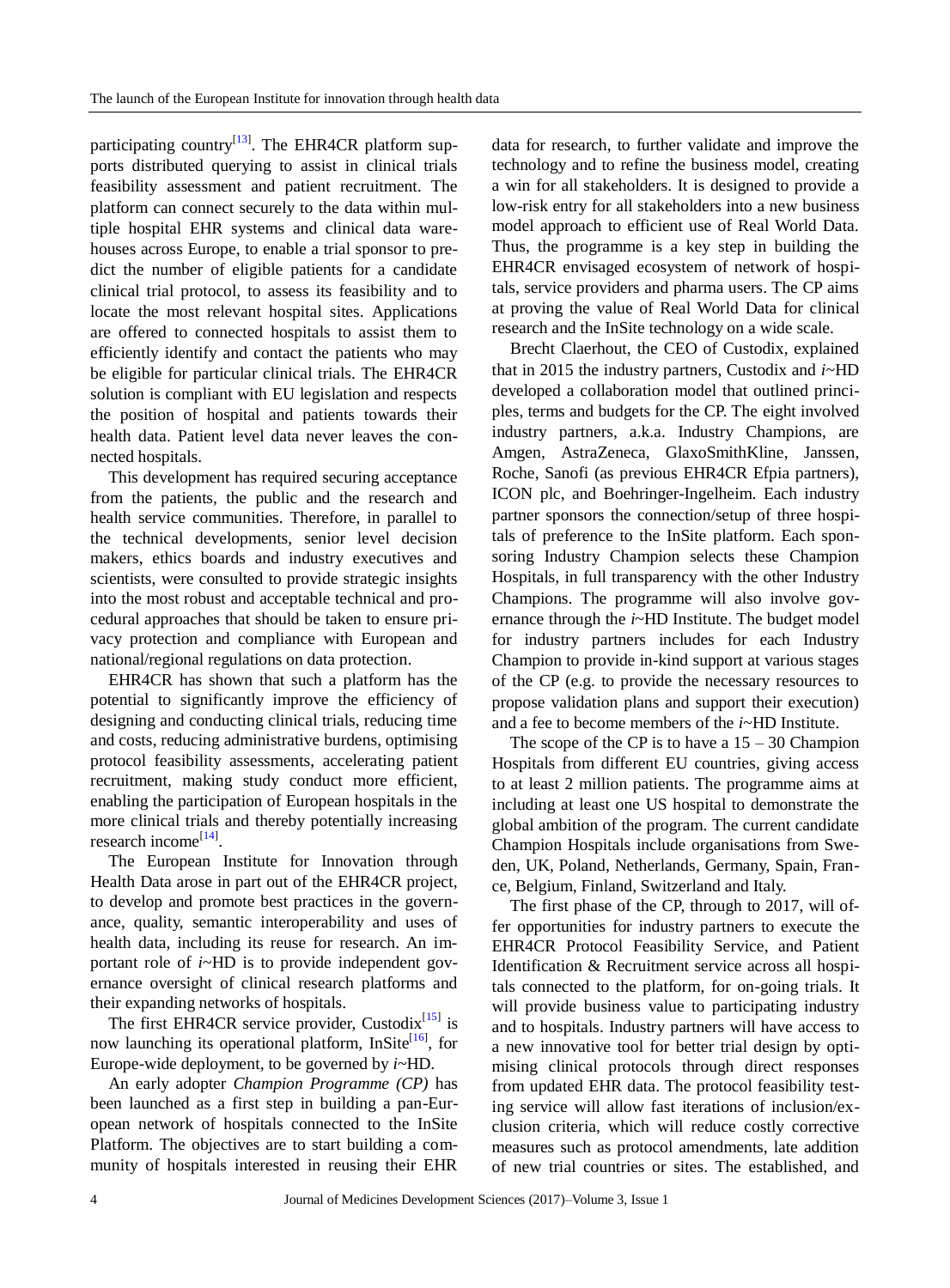participating country[13]. The EHR4CR platform supports distributed querying to assist in clinical trials feasibility assessment and patient recruitment. The platform can connect securely to the data within multiple hospital EHR systems and clinical data warehouses across Europe, to enable a trial sponsor to predict the number of eligible patients for a candidate clinical trial protocol, to assess its feasibility and to locate the most relevant hospital sites. Applications are offered to connected hospitals to assist them to efficiently identify and contact the patients who may be eligible for particular clinical trials. The EHR4CR solution is compliant with EU legislation and respects the position of hospital and patients towards their health data. Patient level data never leaves the connected hospitals.

This development has required securing acceptance from the patients, the public and the research and health service communities. Therefore, in parallel to the technical developments, senior level decision makers, ethics boards and industry executives and scientists, were consulted to provide strategic insights into the most robust and acceptable technical and procedural approaches that should be taken to ensure privacy protection and compliance with European and national/regional regulations on data protection.

EHR4CR has shown that such a platform has the potential to significantly improve the efficiency of designing and conducting clinical trials, reducing time and costs, reducing administrative burdens, optimising protocol feasibility assessments, accelerating patient recruitment, making study conduct more efficient, enabling the participation of European hospitals in the more clinical trials and thereby potentially increasing research income[14].

The European Institute for Innovation through Health Data arose in part out of the EHR4CR project, to develop and promote best practices in the governance, quality, semantic interoperability and uses of health data, including its reuse for research. An important role of *i*~HD is to provide independent governance oversight of clinical research platforms and their expanding networks of hospitals.

The first EHR4CR service provider, Custodix[15] is now launching its operational platform, InSite[16], for Europe-wide deployment, to be governed by *i*~HD.

An early adopter *Champion Programme (CP)* has been launched as a first step in building a pan-European network of hospitals connected to the InSite Platform. The objectives are to start building a community of hospitals interested in reusing their EHR data for research, to further validate and improve the technology and to refine the business model, creating a win for all stakeholders. It is designed to provide a low-risk entry for all stakeholders into a new business model approach to efficient use of Real World Data. Thus, the programme is a key step in building the EHR4CR envisaged ecosystem of network of hospitals, service providers and pharma users. The CP aims at proving the value of Real World Data for clinical research and the InSite technology on a wide scale.

Brecht Claerhout, the CEO of Custodix, explained that in 2015 the industry partners, Custodix and *i*~HD developed a collaboration model that outlined principles, terms and budgets for the CP. The eight involved industry partners, a.k.a. Industry Champions, are Amgen, AstraZeneca, GlaxoSmithKline, Janssen, Roche, Sanofi (as previous EHR4CR Efpia partners), ICON plc, and Boehringer-Ingelheim. Each industry partner sponsors the connection/setup of three hospitals of preference to the InSite platform. Each sponsoring Industry Champion selects these Champion Hospitals, in full transparency with the other Industry Champions. The programme will also involve governance through the *i*~HD Institute. The budget model for industry partners includes for each Industry Champion to provide in-kind support at various stages of the CP (e.g. to provide the necessary resources to propose validation plans and support their execution) and a fee to become members of the *i*~HD Institute.

The scope of the CP is to have a 15 – 30 Champion Hospitals from different EU countries, giving access to at least 2 million patients. The programme aims at including at least one US hospital to demonstrate the global ambition of the program. The current candidate Champion Hospitals include organisations from Sweden, UK, Poland, Netherlands, Germany, Spain, France, Belgium, Finland, Switzerland and Italy.

The first phase of the CP, through to 2017, will offer opportunities for industry partners to execute the EHR4CR Protocol Feasibility Service, and Patient Identification & Recruitment service across all hospitals connected to the platform, for on-going trials. It will provide business value to participating industry and to hospitals. Industry partners will have access to a new innovative tool for better trial design by optimising clinical protocols through direct responses from updated EHR data. The protocol feasibility testing service will allow fast iterations of inclusion/exclusion criteria, which will reduce costly corrective measures such as protocol amendments, late addition of new trial countries or sites. The established, and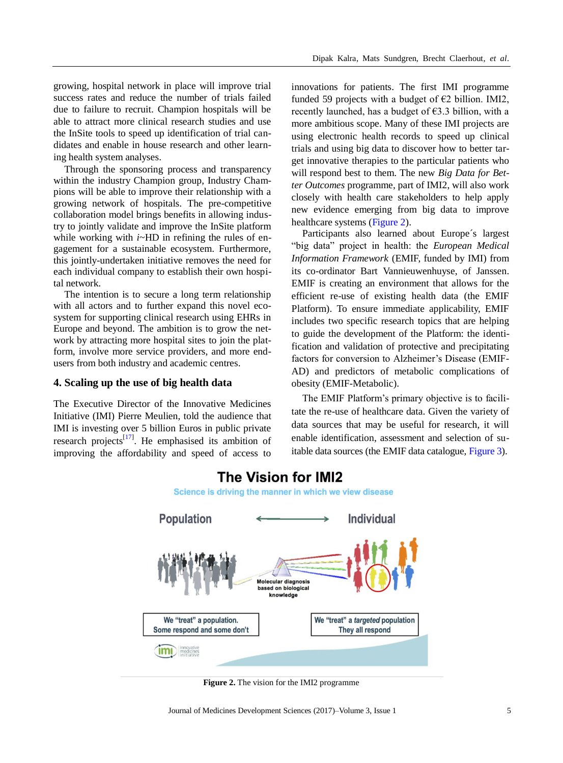growing, hospital network in place will improve trial success rates and reduce the number of trials failed due to failure to recruit. Champion hospitals will be able to attract more clinical research studies and use the InSite tools to speed up identification of trial candidates and enable in house research and other learning health system analyses.

Through the sponsoring process and transparency within the industry Champion group, Industry Champions will be able to improve their relationship with a growing network of hospitals. The pre-competitive collaboration model brings benefits in allowing industry to jointly validate and improve the InSite platform while working with *i*~HD in refining the rules of engagement for a sustainable ecosystem. Furthermore, this jointly-undertaken initiative removes the need for each individual company to establish their own hospital network.

The intention is to secure a long term relationship with all actors and to further expand this novel ecosystem for supporting clinical research using EHRs in Europe and beyond. The ambition is to grow the network by attracting more hospital sites to join the platform, involve more service providers, and more end-users from both industry and academic centres.

## 4. Scaling up the use of big health data

The Executive Director of the Innovative Medicines Initiative (IMI) Pierre Meulien, told the audience that IMI is investing over 5 billion Euros in public private research projects[17]. He emphasised its ambition of improving the affordability and speed of access to innovations for patients. The first IMI programme funded 59 projects with a budget of €2 billion. IMI2, recently launched, has a budget of €3.3 billion, with a more ambitious scope. Many of these IMI projects are using electronic health records to speed up clinical trials and using big data to discover how to better target innovative therapies to the particular patients who will respond best to them. The new *Big Data for Better Outcomes* programme, part of IMI2, will also work closely with health care stakeholders to help apply new evidence emerging from big data to improve healthcare systems (Figure 2).

Participants also learned about Europe´s largest "big data" project in health: the *European Medical Information Framework* (EMIF, funded by IMI) from its co-ordinator Bart Vannieuwenhuyse, of Janssen. EMIF is creating an environment that allows for the efficient re-use of existing health data (the EMIF Platform). To ensure immediate applicability, EMIF includes two specific research topics that are helping to guide the development of the Platform: the identification and validation of protective and precipitating factors for conversion to Alzheimer's Disease (EMIF-AD) and predictors of metabolic complications of obesity (EMIF-Metabolic).

The EMIF Platform's primary objective is to facilitate the re-use of healthcare data. Given the variety of data sources that may be useful for research, it will enable identification, assessment and selection of suitable data sources (the EMIF data catalogue, Figure 3).

**Figure 2.** The vision for the IMI2 programme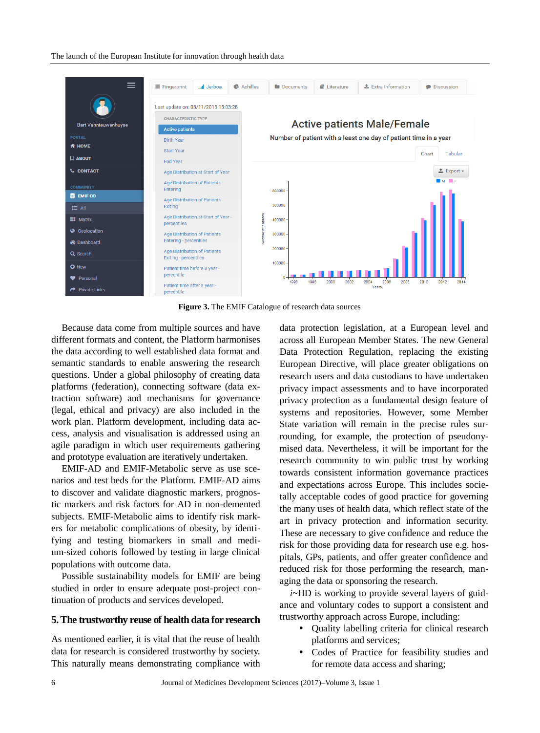**Figure 3.** The EMIF Catalogue of research data sources

Because data come from multiple sources and have different formats and content, the Platform harmonises the data according to well established data format and semantic standards to enable answering the research questions. Under a global philosophy of creating data platforms (federation), connecting software (data extraction software) and mechanisms for governance (legal, ethical and privacy) are also included in the work plan. Platform development, including data access, analysis and visualisation is addressed using an agile paradigm in which user requirements gathering and prototype evaluation are iteratively undertaken.

EMIF-AD and EMIF-Metabolic serve as use scenarios and test beds for the Platform. EMIF-AD aims to discover and validate diagnostic markers, prognostic markers and risk factors for AD in non-demented subjects. EMIF-Metabolic aims to identify risk markers for metabolic complications of obesity, by identifying and testing biomarkers in small and medium-sized cohorts followed by testing in large clinical populations with outcome data.

Possible sustainability models for EMIF are being studied in order to ensure adequate post-project continuation of products and services developed.

## 5. The trustworthy reuse of health data for research

As mentioned earlier, it is vital that the reuse of health data for research is considered trustworthy by society. This naturally means demonstrating compliance with data protection legislation, at a European level and across all European Member States. The new General Data Protection Regulation, replacing the existing European Directive, will place greater obligations on research users and data custodians to have undertaken privacy impact assessments and to have incorporated privacy protection as a fundamental design feature of systems and repositories. However, some Member State variation will remain in the precise rules surrounding, for example, the protection of pseudonymised data. Nevertheless, it will be important for the research community to win public trust by working towards consistent information governance practices and expectations across Europe. This includes societally acceptable codes of good practice for governing the many uses of health data, which reflect state of the art in privacy protection and information security. These are necessary to give confidence and reduce the risk for those providing data for research use e.g. hospitals, GPs, patients, and offer greater confidence and reduced risk for those performing the research, managing the data or sponsoring the research.

*i*~HD is working to provide several layers of guidance and voluntary codes to support a consistent and trustworthy approach across Europe, including:

- Quality labelling criteria for clinical research platforms and services;
- Codes of Practice for feasibility studies and for remote data access and sharing;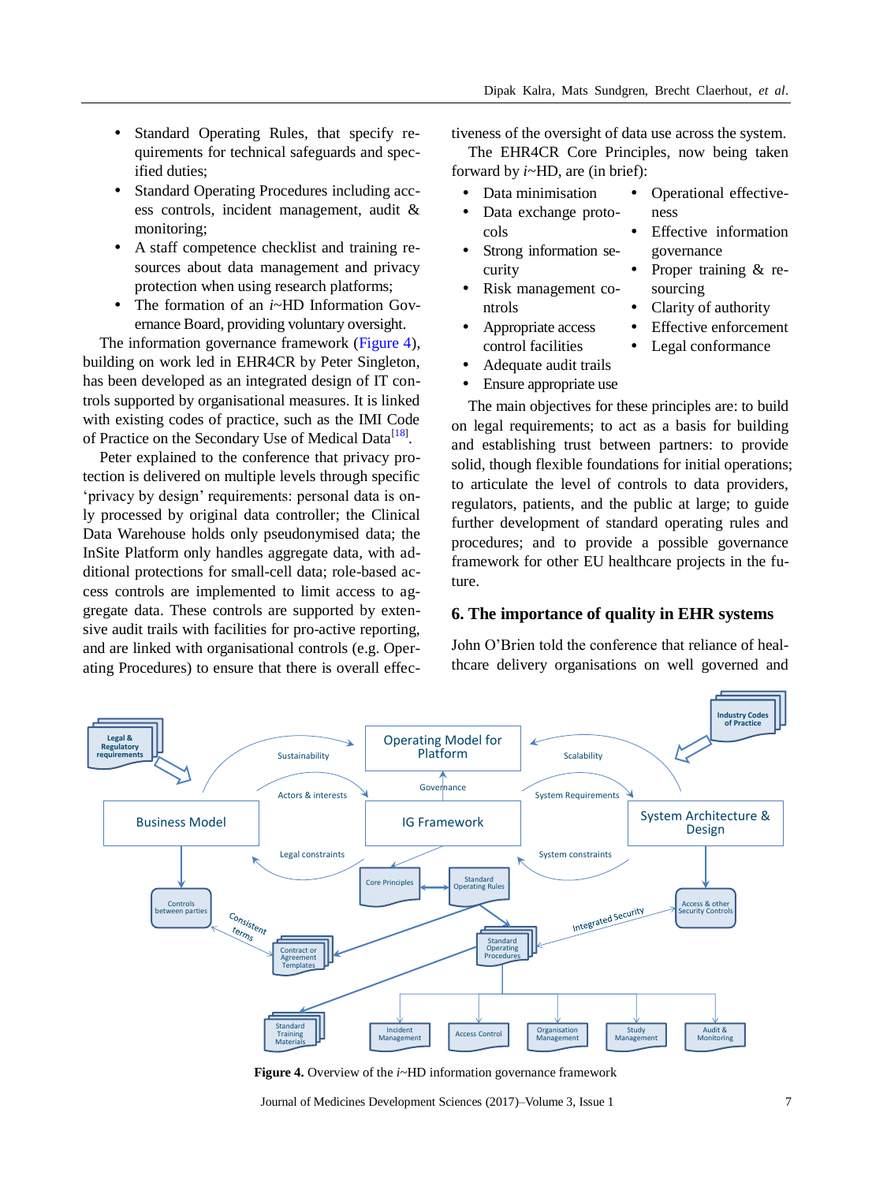- Standard Operating Rules, that specify requirements for technical safeguards and specified duties;
- Standard Operating Procedures including access controls, incident management, audit & monitoring;
- A staff competence checklist and training resources about data management and privacy protection when using research platforms;
- The formation of an *i*~HD Information Governance Board, providing voluntary oversight.

The information governance framework (Figure 4), building on work led in EHR4CR by Peter Singleton, has been developed as an integrated design of IT controls supported by organisational measures. It is linked with existing codes of practice, such as the IMI Code of Practice on the Secondary Use of Medical Data[18].

Peter explained to the conference that privacy protection is delivered on multiple levels through specific 'privacy by design' requirements: personal data is only processed by original data controller; the Clinical Data Warehouse holds only pseudonymised data; the InSite Platform only handles aggregate data, with additional protections for small-cell data; role-based access controls are implemented to limit access to aggregate data. These controls are supported by extensive audit trails with facilities for pro-active reporting, and are linked with organisational controls (e.g. Operating Procedures) to ensure that there is overall effectiveness of the oversight of data use across the system.

The EHR4CR Core Principles, now being taken forward by *i*~HD, are (in brief):

- Data minimisation
- Data exchange protocols
- Strong information security
- Risk management controls
- Appropriate access control facilities
- Adequate audit trails
- Ensure appropriate use
- Operational effectiveness
- Effective information governance
- Proper training & resourcing
- Clarity of authority
- Effective enforcement
- Legal conformance

The main objectives for these principles are: to build on legal requirements; to act as a basis for building and establishing trust between partners; to provide solid, though flexible foundations for initial operations; to articulate the level of controls to data providers, regulators, patients, and the public at large; to guide further development of standard operating rules and procedures; and to provide a possible governance framework for other EU healthcare projects in the future.

## 6. The importance of quality in EHR systems

John O'Brien told the conference that reliance of healthcare delivery organisations on well governed and

**Figure 4.** Overview of the *i*~HD information governance framework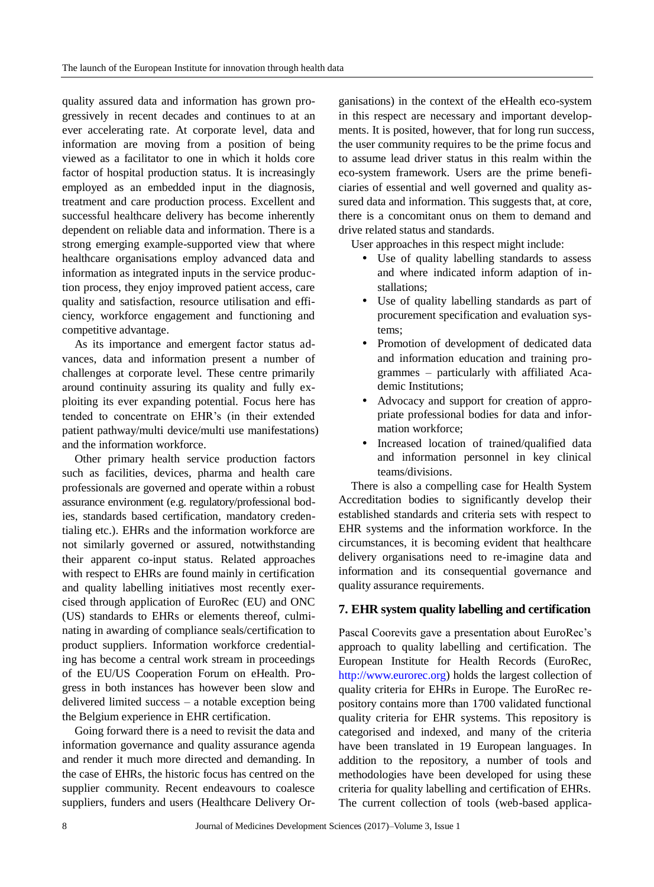quality assured data and information has grown progressively in recent decades and continues to at an ever accelerating rate. At corporate level, data and information are moving from a position of being viewed as a facilitator to one in which it holds core factor of hospital production status. It is increasingly employed as an embedded input in the diagnosis, treatment and care production process. Excellent and successful healthcare delivery has become inherently dependent on reliable data and information. There is a strong emerging example-supported view that where healthcare organisations employ advanced data and information as integrated inputs in the service production process, they enjoy improved patient access, care quality and satisfaction, resource utilisation and efficiency, workforce engagement and functioning and competitive advantage.

As its importance and emergent factor status advances, data and information present a number of challenges at corporate level. These centre primarily around continuity assuring its quality and fully exploiting its ever expanding potential. Focus here has tended to concentrate on EHR's (in their extended patient pathway/multi device/multi use manifestations) and the information workforce.

Other primary health service production factors such as facilities, devices, pharma and health care professionals are governed and operate within a robust assurance environment (e.g. regulatory/professional bodies, standards based certification, mandatory credentialing etc.). EHRs and the information workforce are not similarly governed or assured, notwithstanding their apparent co-input status. Related approaches with respect to EHRs are found mainly in certification and quality labelling initiatives most recently exercised through application of EuroRec (EU) and ONC (US) standards to EHRs or elements thereof, culminating in awarding of compliance seals/certification to product suppliers. Information workforce credentialing has become a central work stream in proceedings of the EU/US Cooperation Forum on eHealth. Progress in both instances has however been slow and delivered limited success – a notable exception being the Belgium experience in EHR certification.

Going forward there is a need to revisit the data and information governance and quality assurance agenda and render it much more directed and demanding. In the case of EHRs, the historic focus has centred on the supplier community. Recent endeavours to coalesce suppliers, funders and users (Healthcare Delivery Organisations) in the context of the eHealth eco-system in this respect are necessary and important developments. It is posited, however, that for long run success, the user community requires to be the prime focus and to assume lead driver status in this realm within the eco-system framework. Users are the prime beneficiaries of essential and well governed and quality assured data and information. This suggests that, at core, there is a concomitant onus on them to demand and drive related status and standards.

User approaches in this respect might include:

- Use of quality labelling standards to assess and where indicated inform adaption of installations;
- Use of quality labelling standards as part of procurement specification and evaluation systems;
- Promotion of development of dedicated data and information education and training programmes – particularly with affiliated Academic Institutions;
- Advocacy and support for creation of appropriate professional bodies for data and information workforce;
- Increased location of trained/qualified data and information personnel in key clinical teams/divisions.

There is also a compelling case for Health System Accreditation bodies to significantly develop their established standards and criteria sets with respect to EHR systems and the information workforce. In the circumstances, it is becoming evident that healthcare delivery organisations need to re-imagine data and information and its consequential governance and quality assurance requirements.

## 7. EHR system quality labelling and certification

Pascal Coorevits gave a presentation about EuroRec's approach to quality labelling and certification. The European Institute for Health Records (EuroRec, http://www.eurorec.org) holds the largest collection of quality criteria for EHRs in Europe. The EuroRec repository contains more than 1700 validated functional quality criteria for EHR systems. This repository is categorised and indexed, and many of the criteria have been translated in 19 European languages. In addition to the repository, a number of tools and methodologies have been developed for using these criteria for quality labelling and certification of EHRs. The current collection of tools (web-based applica-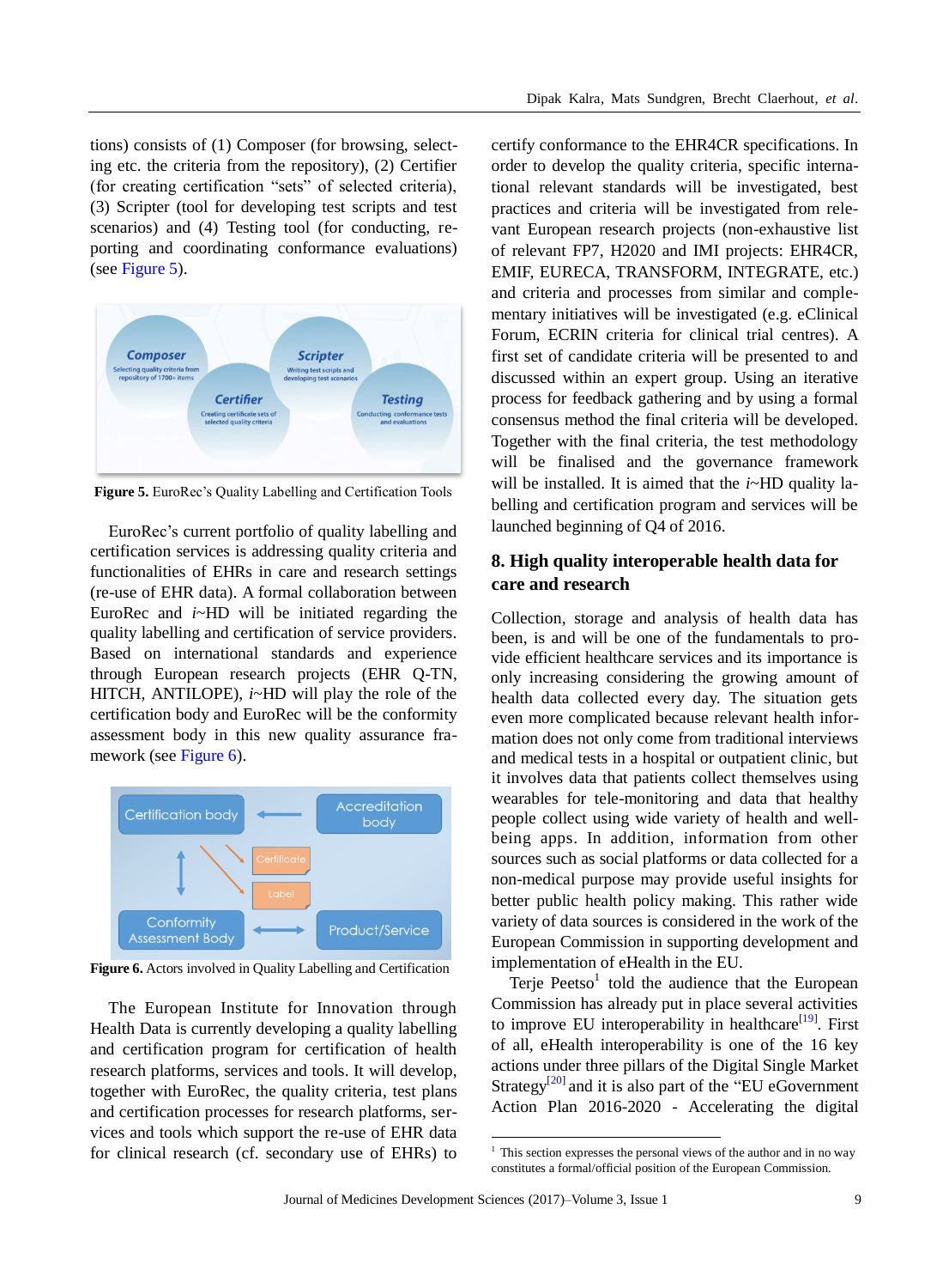tions) consists of (1) Composer (for browsing, selecting etc. the criteria from the repository), (2) Certifier (for creating certification "sets" of selected criteria), (3) Scripter (tool for developing test scripts and test scenarios) and (4) Testing tool (for conducting, reporting and coordinating conformance evaluations) (see Figure 5).

**Figure 5.** EuroRec's Quality Labelling and Certification Tools

EuroRec's current portfolio of quality labelling and certification services is addressing quality criteria and functionalities of EHRs in care and research settings (re-use of EHR data). A formal collaboration between EuroRec and *i*~HD will be initiated regarding the quality labelling and certification of service providers. Based on international standards and experience through European research projects (EHR Q-TN, HITCH, ANTILOPE), *i*~HD will play the role of the certification body and EuroRec will be the conformity assessment body in this new quality assurance framework (see Figure 6).

**Figure 6.** Actors involved in Quality Labelling and Certification

The European Institute for Innovation through Health Data is currently developing a quality labelling and certification program for certification of health research platforms, services and tools. It will develop, together with EuroRec, the quality criteria, test plans and certification processes for research platforms, services and tools which support the re-use of EHR data for clinical research (cf. secondary use of EHRs) to certify conformance to the EHR4CR specifications. In order to develop the quality criteria, specific international relevant standards will be investigated, best practices and criteria will be investigated from relevant European research projects (non-exhaustive list of relevant FP7, H2020 and IMI projects: EHR4CR, EMIF, EURECA, TRANSFORM, INTEGRATE, etc.) and criteria and processes from similar and complementary initiatives will be investigated (e.g. eClinical Forum, ECRIN criteria for clinical trial centres). A first set of candidate criteria will be presented to and discussed within an expert group. Using an iterative process for feedback gathering and by using a formal consensus method the final criteria will be developed. Together with the final criteria, the test methodology will be finalised and the governance framework will be installed. It is aimed that the *i*~HD quality labelling and certification program and services will be launched beginning of Q4 of 2016.

## 8. High quality interoperable health data for care and research

Collection, storage and analysis of health data has been, is and will be one of the fundamentals to provide efficient healthcare services and its importance is only increasing considering the growing amount of health data collected every day. The situation gets even more complicated because relevant health information does not only come from traditional interviews and medical tests in a hospital or outpatient clinic, but it involves data that patients collect themselves using wearables for tele-monitoring and data that healthy people collect using wide variety of health and well-being apps. In addition, information from other sources such as social platforms or data collected for a non-medical purpose may provide useful insights for better public health policy making. This rather wide variety of data sources is considered in the work of the European Commission in supporting development and implementation of eHealth in the EU.

Terje Peetso[1] told the audience that the European Commission has already put in place several activities to improve EU interoperability in healthcare[19]. First of all, eHealth interoperability is one of the 16 key actions under three pillars of the Digital Single Market Strategy[20] and it is also part of the "EU eGovernment Action Plan 2016-2020 - Accelerating the digital

[1] This section expresses the personal views of the author and in no way constitutes a formal/official position of the European Commission.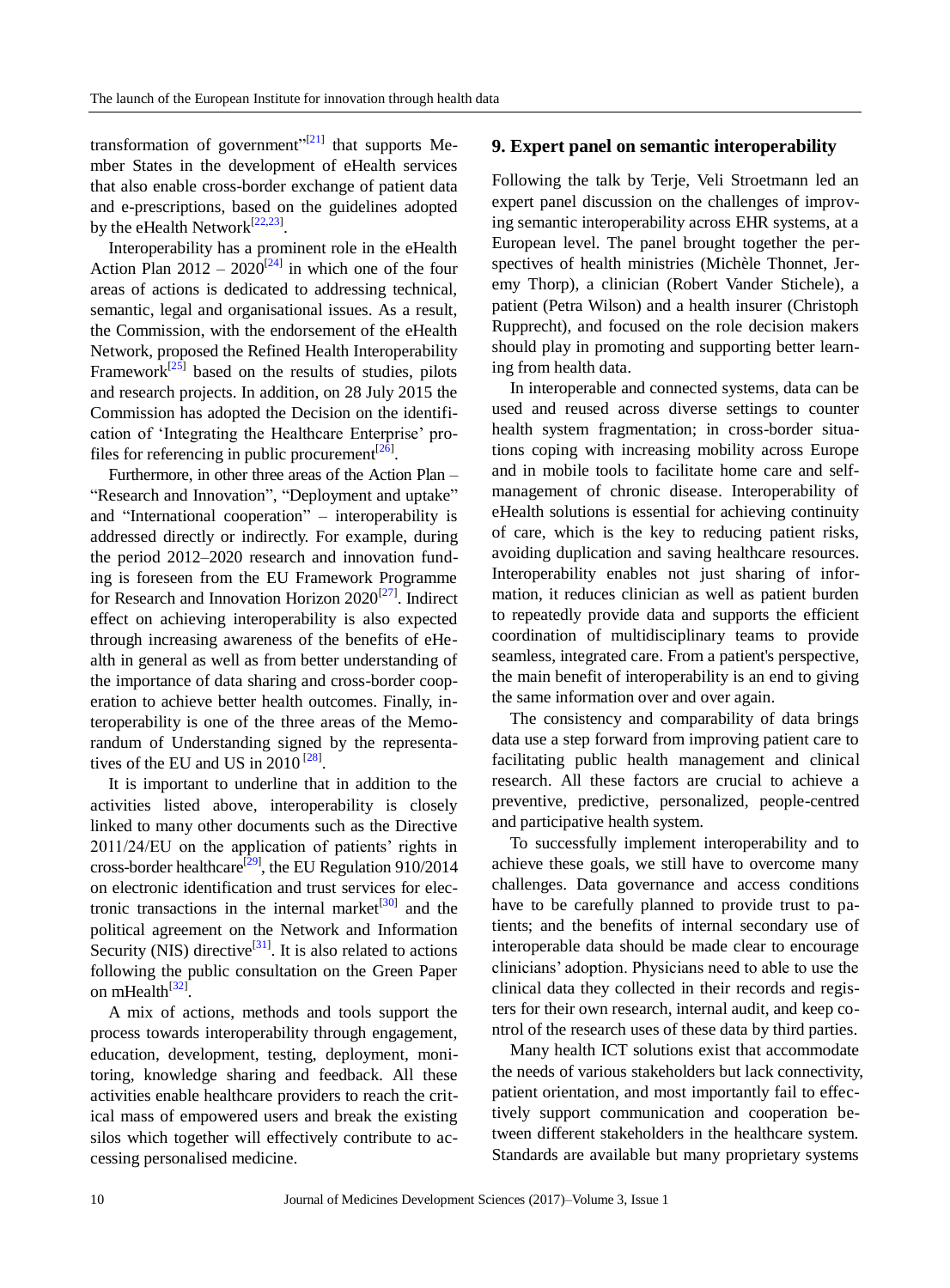transformation of government"[21] that supports Member States in the development of eHealth services that also enable cross-border exchange of patient data and e-prescriptions, based on the guidelines adopted by the eHealth Network[22,23].

Interoperability has a prominent role in the eHealth Action Plan 2012 – 2020[24] in which one of the four areas of actions is dedicated to addressing technical, semantic, legal and organisational issues. As a result, the Commission, with the endorsement of the eHealth Network, proposed the Refined Health Interoperability Framework[25] based on the results of studies, pilots and research projects. In addition, on 28 July 2015 the Commission has adopted the Decision on the identification of 'Integrating the Healthcare Enterprise' profiles for referencing in public procurement[26].

Furthermore, in other three areas of the Action Plan – "Research and Innovation", "Deployment and uptake" and "International cooperation" – interoperability is addressed directly or indirectly. For example, during the period 2012–2020 research and innovation funding is foreseen from the EU Framework Programme for Research and Innovation Horizon 2020[27]. Indirect effect on achieving interoperability is also expected through increasing awareness of the benefits of eHealth in general as well as from better understanding of the importance of data sharing and cross-border cooperation to achieve better health outcomes. Finally, interoperability is one of the three areas of the Memorandum of Understanding signed by the representatives of the EU and US in 2010 [28].

It is important to underline that in addition to the activities listed above, interoperability is closely linked to many other documents such as the Directive 2011/24/EU on the application of patients' rights in cross-border healthcare[29], the EU Regulation 910/2014 on electronic identification and trust services for electronic transactions in the internal market[30] and the political agreement on the Network and Information Security (NIS) directive[31]. It is also related to actions following the public consultation on the Green Paper on mHealth[32].

A mix of actions, methods and tools support the process towards interoperability through engagement, education, development, testing, deployment, monitoring, knowledge sharing and feedback. All these activities enable healthcare providers to reach the critical mass of empowered users and break the existing silos which together will effectively contribute to accessing personalised medicine.

## 9. Expert panel on semantic interoperability

Following the talk by Terje, Veli Stroetmann led an expert panel discussion on the challenges of improving semantic interoperability across EHR systems, at a European level. The panel brought together the perspectives of health ministries (Michèle Thonnet, Jeremy Thorp), a clinician (Robert Vander Stichele), a patient (Petra Wilson) and a health insurer (Christoph Rupprecht), and focused on the role decision makers should play in promoting and supporting better learning from health data.

In interoperable and connected systems, data can be used and reused across diverse settings to counter health system fragmentation; in cross-border situations coping with increasing mobility across Europe and in mobile tools to facilitate home care and self-management of chronic disease. Interoperability of eHealth solutions is essential for achieving continuity of care, which is the key to reducing patient risks, avoiding duplication and saving healthcare resources. Interoperability enables not just sharing of information, it reduces clinician as well as patient burden to repeatedly provide data and supports the efficient coordination of multidisciplinary teams to provide seamless, integrated care. From a patient's perspective, the main benefit of interoperability is an end to giving the same information over and over again.

The consistency and comparability of data brings data use a step forward from improving patient care to facilitating public health management and clinical research. All these factors are crucial to achieve a preventive, predictive, personalized, people-centred and participative health system.

To successfully implement interoperability and to achieve these goals, we still have to overcome many challenges. Data governance and access conditions have to be carefully planned to provide trust to patients; and the benefits of internal secondary use of interoperable data should be made clear to encourage clinicians' adoption. Physicians need to able to use the clinical data they collected in their records and registers for their own research, internal audit, and keep control of the research uses of these data by third parties.

Many health ICT solutions exist that accommodate the needs of various stakeholders but lack connectivity, patient orientation, and most importantly fail to effectively support communication and cooperation between different stakeholders in the healthcare system. Standards are available but many proprietary systems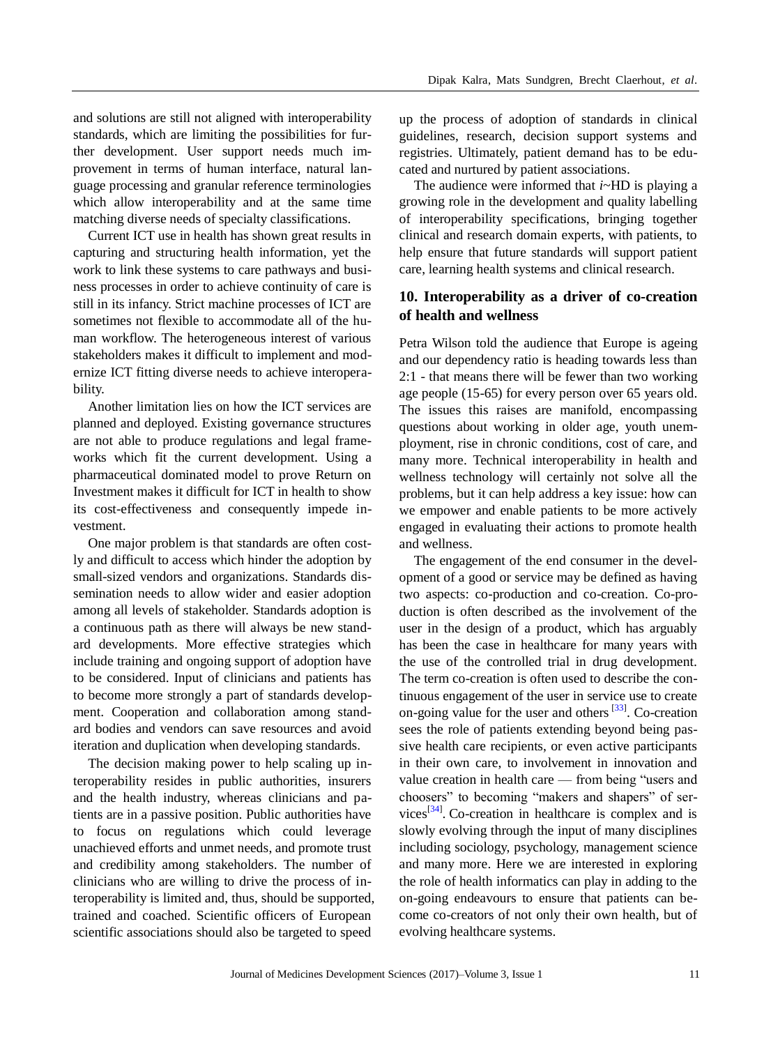and solutions are still not aligned with interoperability standards, which are limiting the possibilities for further development. User support needs much improvement in terms of human interface, natural language processing and granular reference terminologies which allow interoperability and at the same time matching diverse needs of specialty classifications.

Current ICT use in health has shown great results in capturing and structuring health information, yet the work to link these systems to care pathways and business processes in order to achieve continuity of care is still in its infancy. Strict machine processes of ICT are sometimes not flexible to accommodate all of the human workflow. The heterogeneous interest of various stakeholders makes it difficult to implement and modernize ICT fitting diverse needs to achieve interoperability.

Another limitation lies on how the ICT services are planned and deployed. Existing governance structures are not able to produce regulations and legal frameworks which fit the current development. Using a pharmaceutical dominated model to prove Return on Investment makes it difficult for ICT in health to show its cost-effectiveness and consequently impede investment.

One major problem is that standards are often costly and difficult to access which hinder the adoption by small-sized vendors and organizations. Standards dissemination needs to allow wider and easier adoption among all levels of stakeholder. Standards adoption is a continuous path as there will always be new standard developments. More effective strategies which include training and ongoing support of adoption have to be considered. Input of clinicians and patients has to become more strongly a part of standards development. Cooperation and collaboration among standard bodies and vendors can save resources and avoid iteration and duplication when developing standards.

The decision making power to help scaling up interoperability resides in public authorities, insurers and the health industry, whereas clinicians and patients are in a passive position. Public authorities have to focus on regulations which could leverage unachieved efforts and unmet needs, and promote trust and credibility among stakeholders. The number of clinicians who are willing to drive the process of interoperability is limited and, thus, should be supported, trained and coached. Scientific officers of European scientific associations should also be targeted to speed up the process of adoption of standards in clinical guidelines, research, decision support systems and registries. Ultimately, patient demand has to be educated and nurtured by patient associations.

The audience were informed that *i*~HD is playing a growing role in the development and quality labelling of interoperability specifications, bringing together clinical and research domain experts, with patients, to help ensure that future standards will support patient care, learning health systems and clinical research.

## 10. Interoperability as a driver of co-creation of health and wellness

Petra Wilson told the audience that Europe is ageing and our dependency ratio is heading towards less than 2:1 - that means there will be fewer than two working age people (15-65) for every person over 65 years old. The issues this raises are manifold, encompassing questions about working in older age, youth unemployment, rise in chronic conditions, cost of care, and many more. Technical interoperability in health and wellness technology will certainly not solve all the problems, but it can help address a key issue: how can we empower and enable patients to be more actively engaged in evaluating their actions to promote health and wellness.

The engagement of the end consumer in the development of a good or service may be defined as having two aspects: co-production and co-creation. Co-production is often described as the involvement of the user in the design of a product, which has arguably has been the case in healthcare for many years with the use of the controlled trial in drug development. The term co-creation is often used to describe the continuous engagement of the user in service use to create on-going value for the user and others [33]. Co-creation sees the role of patients extending beyond being passive health care recipients, or even active participants in their own care, to involvement in innovation and value creation in health care — from being "users and choosers" to becoming "makers and shapers" of services[34]. Co-creation in healthcare is complex and is slowly evolving through the input of many disciplines including sociology, psychology, management science and many more. Here we are interested in exploring the role of health informatics can play in adding to the on-going endeavours to ensure that patients can become co-creators of not only their own health, but of evolving healthcare systems.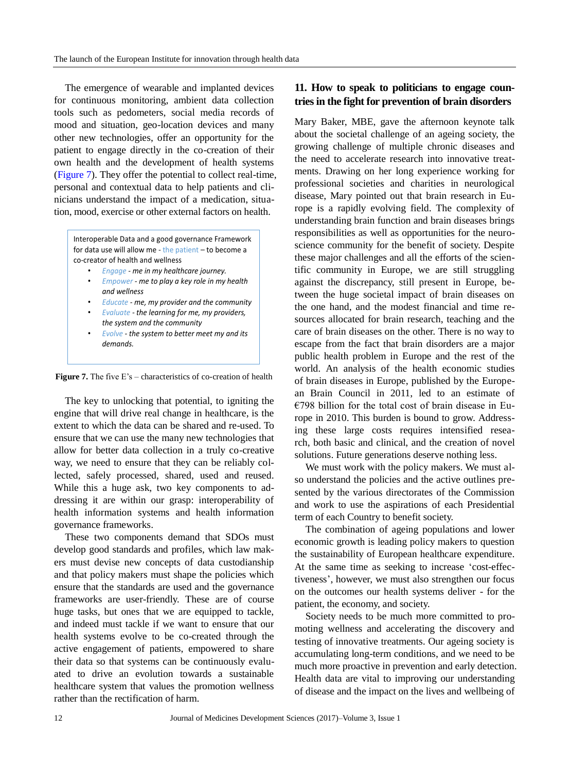The emergence of wearable and implanted devices for continuous monitoring, ambient data collection tools such as pedometers, social media records of mood and situation, geo-location devices and many other new technologies, offer an opportunity for the patient to engage directly in the co-creation of their own health and the development of health systems (Figure 7). They offer the potential to collect real-time, personal and contextual data to help patients and clinicians understand the impact of a medication, situation, mood, exercise or other external factors on health.

> Interoperable Data and a good governance Framework for data use will allow me - the patient – to become a co-creator of health and wellness
>
> - *Engage - me in my healthcare journey.*
> - *Empower - me to play a key role in my health and wellness*
> - *Educate - me, my provider and the community*
> - *Evaluate - the learning for me, my providers, the system and the community*
> - *Evolve - the system to better meet my and its demands.*

**Figure 7.** The five E's – characteristics of co-creation of health

The key to unlocking that potential, to igniting the engine that will drive real change in healthcare, is the extent to which the data can be shared and re-used. To ensure that we can use the many new technologies that allow for better data collection in a truly co-creative way, we need to ensure that they can be reliably collected, safely processed, shared, used and reused. While this a huge ask, two key components to addressing it are within our grasp: interoperability of health information systems and health information governance frameworks.

These two components demand that SDOs must develop good standards and profiles, which law makers must devise new concepts of data custodianship and that policy makers must shape the policies which ensure that the standards are used and the governance frameworks are user-friendly. These are of course huge tasks, but ones that we are equipped to tackle, and indeed must tackle if we want to ensure that our health systems evolve to be co-created through the active engagement of patients, empowered to share their data so that systems can be continuously evaluated to drive an evolution towards a sustainable healthcare system that values the promotion wellness rather than the rectification of harm.

## 11. How to speak to politicians to engage countries in the fight for prevention of brain disorders

Mary Baker, MBE, gave the afternoon keynote talk about the societal challenge of an ageing society, the growing challenge of multiple chronic diseases and the need to accelerate research into innovative treatments. Drawing on her long experience working for professional societies and charities in neurological disease, Mary pointed out that brain research in Europe is a rapidly evolving field. The complexity of understanding brain function and brain diseases brings responsibilities as well as opportunities for the neuroscience community for the benefit of society. Despite these major challenges and all the efforts of the scientific community in Europe, we are still struggling against the discrepancy, still present in Europe, between the huge societal impact of brain diseases on the one hand, and the modest financial and time resources allocated for brain research, teaching and the care of brain diseases on the other. There is no way to escape from the fact that brain disorders are a major public health problem in Europe and the rest of the world. An analysis of the health economic studies of brain diseases in Europe, published by the European Brain Council in 2011, led to an estimate of €798 billion for the total cost of brain disease in Europe in 2010. This burden is bound to grow. Addressing these large costs requires intensified research, both basic and clinical, and the creation of novel solutions. Future generations deserve nothing less.

We must work with the policy makers. We must also understand the policies and the active outlines presented by the various directorates of the Commission and work to use the aspirations of each Presidential term of each Country to benefit society.

The combination of ageing populations and lower economic growth is leading policy makers to question the sustainability of European healthcare expenditure. At the same time as seeking to increase 'cost-effectiveness', however, we must also strengthen our focus on the outcomes our health systems deliver - for the patient, the economy, and society.

Society needs to be much more committed to promoting wellness and accelerating the discovery and testing of innovative treatments. Our ageing society is accumulating long-term conditions, and we need to be much more proactive in prevention and early detection. Health data are vital to improving our understanding of disease and the impact on the lives and wellbeing of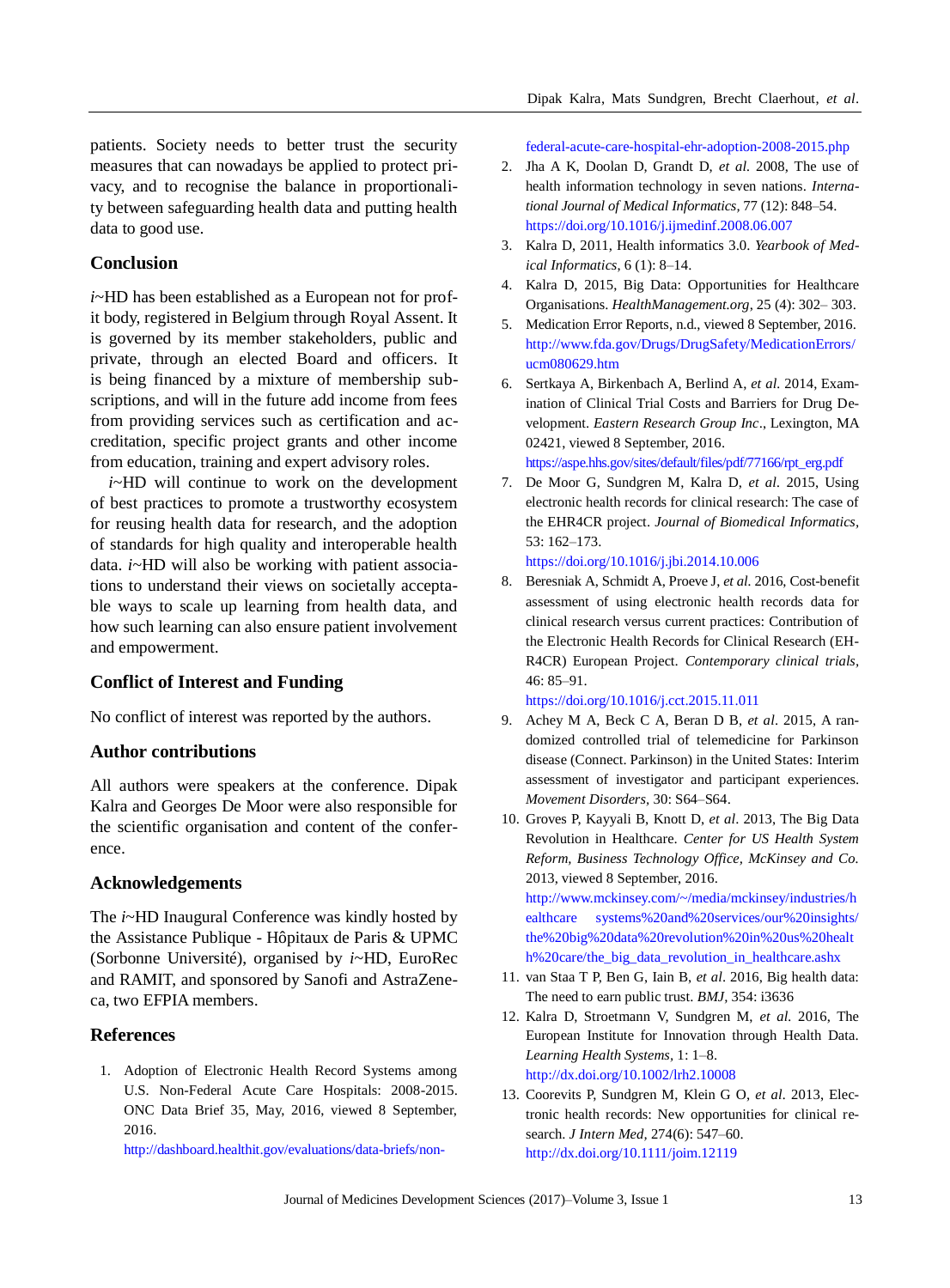patients. Society needs to better trust the security measures that can nowadays be applied to protect privacy, and to recognise the balance in proportionality between safeguarding health data and putting health data to good use.

## Conclusion

*i*~HD has been established as a European not for profit body, registered in Belgium through Royal Assent. It is governed by its member stakeholders, public and private, through an elected Board and officers. It is being financed by a mixture of membership subscriptions, and will in the future add income from fees from providing services such as certification and accreditation, specific project grants and other income from education, training and expert advisory roles.

*i*~HD will continue to work on the development of best practices to promote a trustworthy ecosystem for reusing health data for research, and the adoption of standards for high quality and interoperable health data. *i*~HD will also be working with patient associations to understand their views on societally acceptable ways to scale up learning from health data, and how such learning can also ensure patient involvement and empowerment.

## Conflict of Interest and Funding

No conflict of interest was reported by the authors.

## Author contributions

All authors were speakers at the conference. Dipak Kalra and Georges De Moor were also responsible for the scientific organisation and content of the conference.

## Acknowledgements

The *i*~HD Inaugural Conference was kindly hosted by the Assistance Publique - Hôpitaux de Paris & UPMC (Sorbonne Université), organised by *i*~HD, EuroRec and RAMIT, and sponsored by Sanofi and AstraZeneca, two EFPIA members.

## References

1. Adoption of Electronic Health Record Systems among U.S. Non-Federal Acute Care Hospitals: 2008-2015. ONC Data Brief 35, May, 2016, viewed 8 September, 2016. http://dashboard.healthit.gov/evaluations/data-briefs/non-federal-acute-care-hospital-ehr-adoption-2008-2015.php
2. Jha A K, Doolan D, Grandt D, *et al.* 2008, The use of health information technology in seven nations. *International Journal of Medical Informatics,* 77 (12): 848–54. https://doi.org/10.1016/j.ijmedinf.2008.06.007
3. Kalra D, 2011, Health informatics 3.0. *Yearbook of Medical Informatics*, 6 (1): 8–14.
4. Kalra D, 2015, Big Data: Opportunities for Healthcare Organisations. *HealthManagement.org*, 25 (4): 302– 303.
5. Medication Error Reports, n.d., viewed 8 September, 2016. http://www.fda.gov/Drugs/DrugSafety/MedicationErrors/ucm080629.htm
6. Sertkaya A, Birkenbach A, Berlind A, *et al.* 2014, Examination of Clinical Trial Costs and Barriers for Drug Development. *Eastern Research Group Inc*., Lexington, MA 02421, viewed 8 September, 2016. https://aspe.hhs.gov/sites/default/files/pdf/77166/rpt_erg.pdf
7. De Moor G, Sundgren M, Kalra D, *et al.* 2015, Using electronic health records for clinical research: The case of the EHR4CR project. *Journal of Biomedical Informatics*, 53: 162–173. https://doi.org/10.1016/j.jbi.2014.10.006
8. Beresniak A, Schmidt A, Proeve J, *et al.* 2016, Cost-benefit assessment of using electronic health records data for clinical research versus current practices: Contribution of the Electronic Health Records for Clinical Research (EHR4CR) European Project. *Contemporary clinical trials*, 46: 85–91. https://doi.org/10.1016/j.cct.2015.11.011
9. Achey M A, Beck C A, Beran D B, *et al*. 2015, A randomized controlled trial of telemedicine for Parkinson disease (Connect. Parkinson) in the United States: Interim assessment of investigator and participant experiences. *Movement Disorders*, 30: S64–S64.
10. Groves P, Kayyali B, Knott D, *et al*. 2013, The Big Data Revolution in Healthcare. *Center for US Health System Reform, Business Technology Office, McKinsey and Co.* 2013, viewed 8 September, 2016. http://www.mckinsey.com/~/media/mckinsey/industries/healthcare systems%20and%20services/our%20insights/the%20big%20data%20revolution%20in%20us%20health%20care/the_big_data_revolution_in_healthcare.ashx
11. van Staa T P, Ben G, Iain B, *et al*. 2016, Big health data: The need to earn public trust. *BMJ,* 354: i3636
12. Kalra D, Stroetmann V, Sundgren M, *et al.* 2016, The European Institute for Innovation through Health Data. *Learning Health Systems*, 1: 1–8. http://dx.doi.org/10.1002/lrh2.10008
13. Coorevits P, Sundgren M, Klein G O, *et al.* 2013, Electronic health records: New opportunities for clinical research. *J Intern Med,* 274(6): 547–60. http://dx.doi.org/10.1111/joim.12119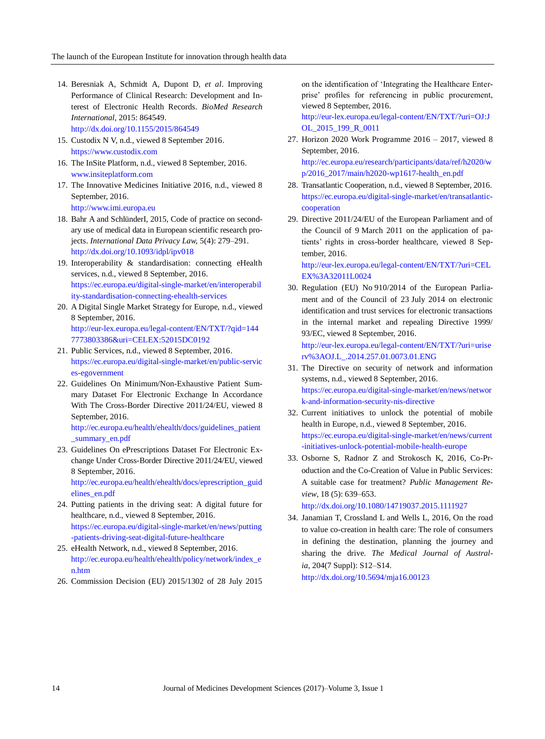14. Beresniak A, Schmidt A, Dupont D, *et al*. Improving Performance of Clinical Research: Development and Interest of Electronic Health Records. *BioMed Research International*, 2015: 864549. http://dx.doi.org/10.1155/2015/864549
15. Custodix N V, n.d., viewed 8 September 2016. https://www.custodix.com
16. The InSite Platform, n.d., viewed 8 September, 2016. www.insiteplatform.com
17. The Innovative Medicines Initiative 2016, n.d., viewed 8 September, 2016. http://www.imi.europa.eu
18. Bahr A and SchlünderI, 2015, Code of practice on secondary use of medical data in European scientific research projects. *International Data Privacy Law*, 5(4): 279–291. http://dx.doi.org/10.1093/idpl/ipv018
19. Interoperability & standardisation: connecting eHealth services, n.d., viewed 8 September, 2016. https://ec.europa.eu/digital-single-market/en/interoperability-standardisation-connecting-ehealth-services
20. A Digital Single Market Strategy for Europe, n.d., viewed 8 September, 2016. http://eur-lex.europa.eu/legal-content/EN/TXT/?qid=1447773803386&uri=CELEX:52015DC0192
21. Public Services, n.d., viewed 8 September, 2016. https://ec.europa.eu/digital-single-market/en/public-services-egovernment
22. Guidelines On Minimum/Non-Exhaustive Patient Summary Dataset For Electronic Exchange In Accordance With The Cross-Border Directive 2011/24/EU, viewed 8 September, 2016. http://ec.europa.eu/health/ehealth/docs/guidelines_patient_summary_en.pdf
23. Guidelines On ePrescriptions Dataset For Electronic Exchange Under Cross-Border Directive 2011/24/EU, viewed 8 September, 2016. http://ec.europa.eu/health/ehealth/docs/eprescription_guidelines_en.pdf
24. Putting patients in the driving seat: A digital future for healthcare, n.d., viewed 8 September, 2016. https://ec.europa.eu/digital-single-market/en/news/putting-patients-driving-seat-digital-future-healthcare
25. eHealth Network, n.d., viewed 8 September, 2016. http://ec.europa.eu/health/ehealth/policy/network/index_en.htm
26. Commission Decision (EU) 2015/1302 of 28 July 2015 on the identification of 'Integrating the Healthcare Enterprise' profiles for referencing in public procurement, viewed 8 September, 2016. http://eur-lex.europa.eu/legal-content/EN/TXT/?uri=OJ:JOL_2015_199_R_0011
27. Horizon 2020 Work Programme 2016 – 2017, viewed 8 September, 2016. http://ec.europa.eu/research/participants/data/ref/h2020/wp/2016_2017/main/h2020-wp1617-health_en.pdf
28. Transatlantic Cooperation, n.d., viewed 8 September, 2016. https://ec.europa.eu/digital-single-market/en/transatlantic-cooperation
29. Directive 2011/24/EU of the European Parliament and of the Council of 9 March 2011 on the application of patients' rights in cross-border healthcare, viewed 8 September, 2016. http://eur-lex.europa.eu/legal-content/EN/TXT/?uri=CELEX%3A32011L0024
30. Regulation (EU) No 910/2014 of the European Parliament and of the Council of 23 July 2014 on electronic identification and trust services for electronic transactions in the internal market and repealing Directive 1999/93/EC, viewed 8 September, 2016. http://eur-lex.europa.eu/legal-content/EN/TXT/?uri=uriserv%3AOJ.L_.2014.257.01.0073.01.ENG
31. The Directive on security of network and information systems, n.d., viewed 8 September, 2016. https://ec.europa.eu/digital-single-market/en/news/network-and-information-security-nis-directive
32. Current initiatives to unlock the potential of mobile health in Europe, n.d., viewed 8 September, 2016. https://ec.europa.eu/digital-single-market/en/news/current-initiatives-unlock-potential-mobile-health-europe
33. Osborne S, Radnor Z and Strokosch K, 2016, Co-Production and the Co-Creation of Value in Public Services: A suitable case for treatment? *Public Management Review*, 18 (5): 639–653. http://dx.doi.org/10.1080/14719037.2015.1111927
34. Janamian T, Crossland L and Wells L, 2016, On the road to value co-creation in health care: The role of consumers in defining the destination, planning the journey and sharing the drive. *The Medical Journal of Australia*, 204(7 Suppl): S12–S14. http://dx.doi.org/10.5694/mja16.00123